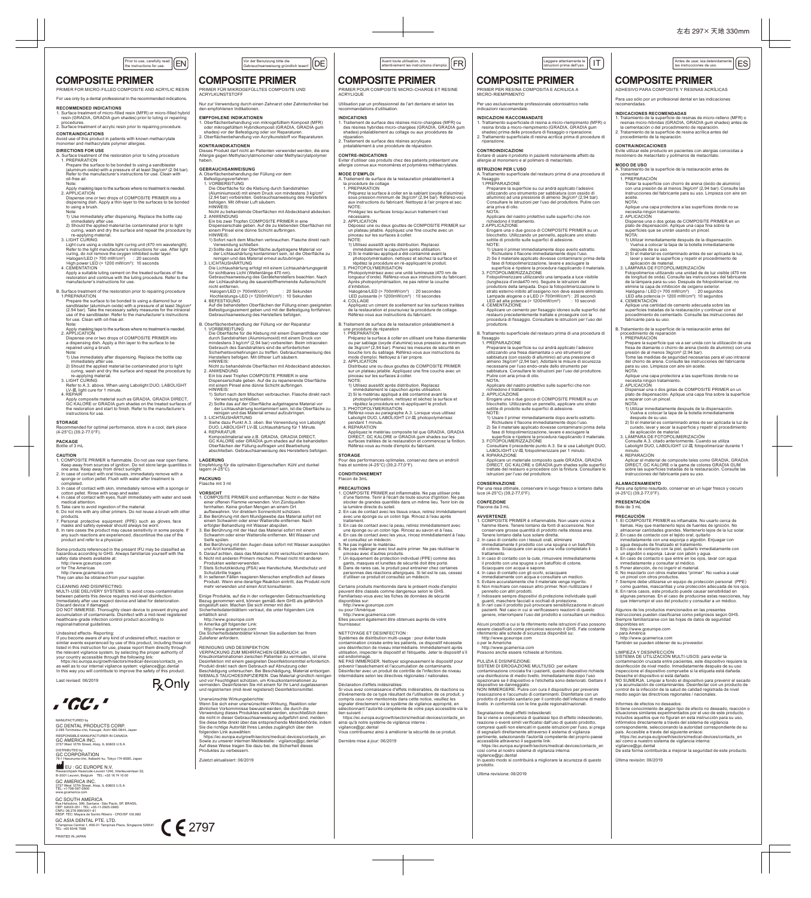左右 297× 天地 330mm

Prior to use, carefully read the instructions for use. EN

# COMPOSITE PRIMER

PRIMER FOR MICRO-FILLED COMPOSITE AND ACRYLIC RESIN

For use only by a dental professional in the recommended indications.

## RECOMMENDED INDICATIONS

1. Surface treatment of micro-filled resin (MFR) or micro-filled hybrid resin (GRADIA, GRADIA gum shades) prior to luting or repairing procedures.
2. Surface treatment of acrylic resin prior to repairing procedure.

## CONTRAINDICATIONS

Avoid use of this product in patients with known methacrylate monomer and methacrylate polymer allergies.

## DIRECTIONS FOR USE

A. Surface treatment of the restoration prior to luting procedure

1. PREPARATION
   Prepare the surface to be bonded to using a sandblaster (aluminum oxide) with a pressure of at least 3kg/cm² (2.94 bar). Refer to the manufacturer's instructions for use. Clean with oil-free air.
   Note:
   Apply masking tape to the surfaces where no treatment is needed.
2. APPLICATION
   Dispense one or two drops of COMPOSITE PRIMER into a dispensing dish. Apply a thin layer to the surfaces to be bonded to using a brush.
   Note:
   1) Use immediately after dispensing. Replace the bottle cap immediately after use.
   2) Should the applied material be contaminated prior to light curing, wash and dry the surface and repeat the procedure by re-applying material.
3. LIGHT CURING
   Light cure using a visible light curing unit (470 nm wavelength). Refer to the light manufacturer's instructions for use. After light curing, do not remove the oxygen inhibited outer layer.
   Halogen/LED (> 700 mW/cm²) : 20 seconds
   High power LED (> 1200 mW/cm²): 10 seconds
4. CEMENTATION
   Apply a suitable luting cement on the treated surfaces of the restoration and continue with the luting procedure. Refer to the manufacturer's instructions for use.

B. Surface treatment of the restoration prior to repairing procedure

1. PREPARATION
   Prepare the surface to be bonded to using a diamond bur or sandblaster (aluminum oxide) with a pressure of at least 3kg/cm² (2.94 bar). Take the necessary safety measures for the intraoral use of the sandblaster. Refer to the manufacturer's instructions for use. Clean with oil-free air.
   Note:
   Apply masking tape to the surfaces where no treatment is needed.
2. APPLICATION
   Dispense one or two drops of COMPOSITE PRIMER into a dispensing dish. Apply a thin layer to the surface to be repaired using a brush.
   Note:
   1) Use immediately after dispensing. Replace the bottle cap immediately after use.
   2) Should the applied material be contaminated prior to light curing, wash and dry the surface and repeat the procedure by re-applying material.
3. LIGHT CURING
   Refer to A.3. above. When using Labolight DUO, LABOLIGHT LV-Ⅲ, light cure for 1 minute.
4. REPAIR
   Apply composite material such as GRADIA, GRADIA DIRECT, GC KALORE or GRADIA gum shades on the treated surfaces of the restoration and start to finish. Refer to the manufacturer's instructions for use.

## STORAGE

Recommended for optimal performance, store in a cool, dark place (4-25°C) (39.2-77.0°F).

## PACKAGE

Bottle of 3 mL

## CAUTION

1. COMPOSITE PRIMER is flammable. Do not use near open flame. Keep away from sources of ignition. Do not store large quantities in one area. Keep away from direct sunlight.
2. In case of contact with oral tissues, immediately remove with a sponge or cotton pellet. Flush with water after treatment is completed.
3. In case of contact with skin, immediately remove with a sponge or cotton pellet. Rinse with soap and water.
4. In case of contact with eyes, flush immediately with water and seek medical attention.
5. Take care to avoid ingestion of the material.
6. Do not mix with any other primers. Do not reuse a brush with other products.
7. Personal protective equipment (PPE) such as gloves, face masks and safety eyewear should always be worn.
8. In rare cases the product may cause sensitivity in some people. If any such reactions are experienced, discontinue the use of the product and refer to a physician.

Some products referenced in the present IFU may be classified as hazardous according to GHS. Always familiarize yourself with the safety data sheets available at:
http://www.gceurope.com
or for The Americas
http://www.gcamerica.com
They can also be obtained from your supplier.

CLEANING AND DISINFECTING:
MULTI-USE DELIVERY SYSTEMS: to avoid cross-contamination between patients this device requires mid-level disinfection. Immediately after use inspect device and label for deterioration. Discard device if damaged.
DO NOT IMMERSE. Thoroughly clean device to prevent drying and accumulation of contaminants. Disinfect with a mid-level registered healthcare-grade infection control product according to regional/national guidelines.

Undesired effects- Reporting:
If you become aware of any kind of undesired effect, reaction or similar events experienced by use of this product, including those not listed in this instruction for use, please report them directly through the relevant vigilance system, by selecting the proper authority of your country accessible through the following link:
https://ec.europa.eu/growth/sectors/medical-devices/contacts_en
as well as to our internal vigilance system: vigilance@gc.dental
In this way you will contribute to improve the safety of this product.

Last revised: 06/2019

℞Only

GC

MANUFACTURED by
GC DENTAL PRODUCTS CORP.
2-285 Torimatsu-cho, Kasugai, Aichi 486-0844, Japan

RESPONSIBLE MANUFACTURER IN CANADA
GC AMERICA INC.
3737 West 127th Street, Alsip, IL 60803 U.S.A.

DISTRIBUTED by
GC CORPORATION
76-1 Hasunuma-cho, Itabashi-ku, Tokyo 174-8585, Japan

EU : GC EUROPE N.V.
Researchpark Haasrode-Leuven 1240, Interleuvenlaan 33, B-3001 Leuven, Belgium TEL: +32 16 74 10 00

GC AMERICA INC.
3737 West 127th Street, Alsip, IL 60803 U.S.A.
TEL: +1-708-597-0900
www.gcamerica.com

GC SOUTH AMERICA
Rua Heliodora, 399, Santana - São Paulo, SP, BRASIL
CEP: 02022-051 - TEL: +55-11-2925-0965
CNPJ: 08.279.999/0001-61
RESP. TEC: Mayara de Santis Ribeiro - CRO/SP 105.982

GC ASIA DENTAL PTE. LTD.
5 Tampines Central 1, #06-01 Tampines Plaza, Singapore 529541
TEL: +65 6546 7588

PRINTED IN JAPAN

CE 2797

---

Vor der Benutzung bitte die Gebrauchsanweisung gründlich lesen! DE

# COMPOSITE PRIMER

PRIMER FÜR MIKROGEFÜLLTES COMPOSITE UND ACRYLKUNSTSTOFF

Nur zur Verwendung durch einen Zahnarzt oder Zahntechniker bei den empfohlenen Indikationen.

## EMPFOHLENE INDIKATIONEN

1. Oberflächenbehandlung von mikrogefülltem Komposit (MFR) oder mikrogefüllten Hybridkomposit (GRADIA, GRADIA gum shades) vor der Befestigung oder vor Reparaturen.
2. Oberflächenbehandlung von Acrylkunststoff vor Reparaturen.

## KONTRAINDIKATIONEN

Dieses Produkt darf nicht an Patienten verwendet werden, die eine Allergie gegen Methylacrylatmonomer oder Methylacrylatpolymer haben.

## GEBRAUCHSANWEISUNG

A. Oberflächenbehandlung der Füllung vor dem Befestigungsverfahren

1. VORBEREITUNG
   Die Oberfläche für die Klebung durch Sandstrahlen (Aluminiumoxid) mit einem Druck von mindestens 3 kg/cm² (2,94 bar) vorbereiten. Gebrauchsanweisung des Herstellers befolgen. Mit ölfreier Luft säubern.
   HINWEIS:
   Nicht zu behandelnde Oberflächen mit Abdeckband abdecken.
2. ANWENDUNG
   Ein bis zwei Tropfen COMPOSITE PRIMER in eine Dispenserschale geben. Auf die zu klebenden Oberflächen mit einem Pinsel eine dünne Schicht aufbringen.
   HINWEIS:
   1) Sofort nach dem Mischen verbrauchen. Flasche direkt nach Verwendung schließen.
   2) Sollte das auf der Oberfläche aufgetragene Material vor der Lichtaushärtung kontaminiert sein, ist die Oberfläche zu reinigen und das Material erneut aufzubringen.
3. LICHTAUSHÄRTUNG
   Die Lichtaushärtung erfolgt mit einem Lichtaushärtungsgerät für sichtbares Licht (Wellenlänge 470 nm). Gebrauchsanweisung des Geräteherstellers beachten. Nach der Lichtaushärtung die sauerstoffhemmende Außenschicht nicht entfernen.
   Halogen/LED (> 700mW/cm²) : 20 Sekunden
   Hochleistungs-LED (> 1200mW/cm²) : 10 Sekunden
4. BEFESTIGUNG
   Auf die behandelten Oberflächen der Füllung einen geeigneten Befestigungszement geben und mit der Befestigung fortfahren. Gebrauchsanweisung des Herstellers befolgen.

B. Oberflächenbehandlung der Füllung vor der Reparatur

1. VORBEREITUNG
   Die Oberfläche für die Klebung mit einem Diamantfräser oder durch Sandstrahlen (Aluminiumoxid) mit einem Druck von mindestens 3 kg/cm² (2,94 bar) vorbereiten. Beim intraoralen Gebrauch des Sandstrahlers sind die erforderlichen Sicherheitsvorkehrungen zu treffen. Gebrauchsanweisung des Herstellers befolgen. Mit ölfreier Luft säubern.
   HINWEIS:
   Nicht zu behandelnde Oberflächen mit Abdeckband abdecken.
2. ANWENDUNG
   Ein bis zwei Tropfen COMPOSITE PRIMER in eine Dispenserschale geben. Auf die zu reparierende Oberfläche mit einem Pinsel eine dünne Schicht aufbringen.
   HINWEIS:
   1) Sofort nach dem Mischen verbrauchen. Flasche direkt nach Verwendung schließen.
   2) Sollte das auf der Oberfläche aufgetragene Material vor der Lichtaushärtung kontaminiert sein, ist die Oberfläche zu reinigen und das Material erneut aufzubringen.
3. LICHTAUSHÄRTUNG
   Siehe dazu Punkt A.3. oben. Bei Verwendung von Labolight DUO, LABOLIGHT LV-Ⅲ, Lichtaushärtung für 1 Minute.
4. REPARATUR
   Kompositmaterial wie z.B. GRADIA, GRADIA DIRECT, GC KALORE oder GRADIA gum shades auf die behandelten Oberflächen der Füllung auftragen und Bearbeitung abschließen. Gebrauchsanweisung des Herstellers befolgen.

## LAGERUNG

Empfehlung für die optimalen Eigenschaften: Kühl und dunkel lagern (4-25°C).

## PACKUNG

Flasche mit 3 ml

## VORSICHT

1. COMPOSITE PRIMER sind entflammbar. Nicht in der Nähe einer offenen Flamme verwenden. Von Zündquellen fernhalten. Keine großen Mengen an einem Ort aufbewahren. Vor direktem Sonnenlicht schützen.
2. Bei Berührung mit dem Mundgewebe das Material sofort mit einem Schwamm oder einer Watterolle entfernen. Nach erfolgter Behandlung mit Wasser abspülen.
3. Bei Berührung mit der Haut das Material sofort mit einem Schwamm oder einer Watterolle entfernen. Mit Wasser und Seife spülen.
4. Bei Berührung mit den Augen diese sofort mit Wasser ausspülen und Arzt konsultieren.
5. Darauf achten, dass das Material nicht verschluckt werden kann.
6. Nicht mit anderen Primern mischen. Pinsel nicht mit anderen Produkten weiterverwenden.
7. Stets Schutzkleidung (PSA) wie Handschuhe, Mundschutz und Schutzbrille tragen.
8. In seltenen Fällen reagieren Menschen empfindlich auf dieses Produkt. Wenn eine derartige Reaktion eintritt, das Produkt nicht mehr verwenden und einen Arzt konsultieren.

Einige Produkte, auf die in der vorliegenden Gebrauchsanleitung Bezug genommen wird, können gemäß dem GHS als gefährlich eingestuft sein. Machen Sie sich immer mit den Sicherheitsdatenblättern vertraut, die unter folgendem Link erhältlich sind:
http://www.gceurope.com
In Amerika gilt folgender Link:
http://www.gcamerica.com
Die Sicherheitsdatenblätter können Sie außerdem bei Ihrem Zulieferer anfordern.

REINIGUNG UND DESINFEKTION:
VERPACKUNG ZUM MEHRFACHEN GEBRAUCH: um Kreuzkontaminationen zwischen Patienten zu vermeiden, ist eine Desinfektion mit einem geeigneten Desinfektionsmittel erforderlich. Produkt direkt nach dem Gebrauch auf Abnutzung oder Beschädigung untersuchen. Bei Beschädigung, Material entsorgen. NIEMALS TAUCHDESINFIZIEREN. Das Material gründlich reinigen und vor Feuchtigkeit schützen, um Kreuzkontaminationen zu vermeiden. Desinfizieren Sie mit einem für ihr Land zugelassenen und registrierten (mid-level registered) Desinfektionsmittel.

Unerwünschte Wirkungsberichte:
Wenn Sie sich einer unerwünschten Wirkung, Reaktion oder ähnlichen Vorkommnisse bewusst werden, die durch die Verwendung dieses Produktes erlebt werden, einschließlich derer, die nicht in dieser Gebrauchsanweisung aufgeführt sind, melden Sie diese bitte direkt über das entsprechende Meldebehörde, indem Sie die richtige Autorität Ihres Landes zugänglich über den folgenden Link auswählen:
https://ec.europa.eu/growth/sectors/medical-devices/contacts_en
Sowie zu unserer internen Meldestelle: : vigilance@gc.dental
Auf diese Weise tragen Sie dazu bei, die Sicherheit dieses Produktes zu verbessern.

Zuletzt aktualisiert: 06/2019

---

Avant toute utilisation, lire attentivement les instructions d'emploi. FR

# COMPOSITE PRIMER

PRIMER POUR COMPOSITE MICRO-CHARGE ET RESINE ACRYLIQUE

Utilisation par un professionnel de l'art dentaire et selon les recommandations d'utilisation.

## INDICATIONS

1. Traitement de surface des résines micro-chargées (MFR) ou des résines hybrides micro-chargées (GRADIA, GRADIA gum shades) préalablement au collage ou aux procédures de réparation.
2. Traitement de surface des résines acryliques préalablement à une procédure de réparation.

## CONTRE-INDICATIONS

Eviter d'utiliser ces produits chez des patients présentant une allergie connue aux monomères et polymères méthacrylates.

## MODE D'EMPLOI

A. Traitement de surface de la restauration préalablement à la procédure de collage

1. PREPARATION
   Préparez la surface à coller en la sablant (oxyde d'alumine) sous pression minimum de 3kg/cm² (2,94 bar). Référez-vous aux instructions du fabricant. Nettoyez à l'air propre et sec
   NOTE:
   Protégez les surfaces lorsqu'aucun traitement n'est nécessaire.
2. APPLICATION
   Déposez une ou deux gouttes de COMPOSITE PRIMER sur un plateau jetable. Appliquez une fine couche avec un pinceau sur les surfaces à coller.
   NOTE:
   1) Utilisez aussitôt après distribution. Replacez immédiatement le capuchon après utilisation.
   2) Si le matériau appliqué a été contaminé avant la photopolymérisation, nettoyez et séchez la surface et répétez la procédure en ré-appliquant le produit.
3. PHOTOPOLYMERISATION
   Photopolymérisez avec une unité lumineuse (470 nm de longueur d'onde). Référez-vous aux instructions du fabricant. Après photopolymérisation, ne pas retirer la couche d'inhibition.
   Halogène/LED (> 700mW/cm²) : 20 secondes
   LED puissante (> 1200mW/cm²) : 10 secondes
4. COLLAGE
   Appliquez un ciment de scellement sur les surfaces traitées de la restauration et poursuivez la procédure de collage. Référez-vous aux instructions du fabricant.

B. Traitement de surface de la restauration préalablement à une procédure de réparation

1. PREPARATION
   Préparez la surface à coller en utilisant une fraise diamantée ou par sablage (oxyde d'alumine) sous pression au minimum de 3kg/cm² (2,94 bar). Prenez les mesures de sécurité en bouche lors du sablage. Référez-vous aux instructions du mode d'emploi. Nettoyez à l'air propre.
2. APPLICATION
   Distribuez une ou deux gouttes de COMPOSITE PRIMER sur un plateau jetable. Appliquez une fine couche avec un pinceau sur les surfaces à coller.
   NOTE:
   1) Utilisez aussitôt après distribution. Replacez immédiatement le capuchon après utilisation.
   2) Si le matériau appliqué a été contaminé avant la photopolymérisation, nettoyez et séchez la surface et répétez la procédure en ré-appliquant le produit.
3. PHOTOPOLYMERISATION
   Référez-vous au paragraphe A.3. Lorsque vous utilisez Labolight DUO, LABOLIGHT LV-Ⅲ, photopolymérisez pendant 1 minute.
4. REPARATION
   Appliquez le matériau composite tel que GRADIA, GRADIA DIRECT, GC KALORE or GRADIA gum shades sur les surfaces traitées de la restauration et commencez la finition. Référez-vous au mode d'emploi du fabricant.

## STORAGE

Pour des performances optimales, conservez dans un endroit frais et sombre (4-25°C) (39,2-77,0°F).

## CONDITIONNEMENT

Flacon de 3mL

## PRECAUTIONS

1. COMPOSITE PRIMER est inflammable. Ne pas utiliser près d'une flamme. Tenir à l'écart de toute source d'ignition. Ne pas stocker de grandes quantités dans un même lieu. Tenir loin de la lumière directe du soleil.
2. En cas de contact avec les tissus oraux, retirez immédiatement avec une éponge ou un coton tige. Rincez à l'eau après traitement.
3. En cas de contact avec la peau, retirez immédiatement avec une éponge ou un coton tige. Rincez au savon et à l'eau.
4. En cas de contact avec les yeux, rincez immédiatement à l'eau et consultez un médecin.
5. Ne pas ingérer le matériau.
6. Ne pas mélanger avec tout autre primer. Ne pas réutiliser le pinceau avec d'autres produits.
7. Un équipement de protection individuel (PPE) comme des gants, masques et lunettes de sécurité doit être porté.
8. Dans de rares cas, le produit peut entraîner chez certaines personnes des réactions allergiques. Si tel est le cas, cessez d'utiliser ce produit et consultez un médecin.

Certains produits mentionnés dans le présent mode d'emploi peuvent être classés comme dangereux selon le GHS. Familiarisez-vous avec les fiches de données de sécurité disponibles sur:
http://www.gceurope.com
ou pour l'Amérique
http://www.gcamerica.com
Elles peuvent également être obtenues auprès de votre fournisseur.

NETTOYAGE ET DESINFECTION :
Systèmes de distribution multi-usage : pour éviter toute contamination croisée entre les patients, ce dispositif nécessite une désinfection de niveau intermédiaire. Immédiatement après utilisation, inspecter le dispositif et l'étiquette. Jeter le dispositif s'il est endommagé.
NE PAS IMMERGER. Nettoyer soigneusement le dispositif pour prévenir l'assèchement et l'accumulation de contaminants. Désinfecter avec un produit de contrôle de l'infection de niveau intermédiaire selon les directives régionales / nationales.

Déclaration d'effets indésirables:
Si vous avez connaissance d'effets indésirables, de réactions ou d'événements de ce type résultant de l'utilisation de ce produit, y compris ceux non mentionnés dans cette notice, veuillez les signaler directement via le système de vigilance approprié, en sélectionnant l'autorité compétente de votre pays accessible via le lien suivant :
https://ec.europa.eu/growth/sectors/medical-devices/contacts_en
ainsi qu'à notre système de vigilance interne :
vigilance@gc.dental
Vous contribuerez ainsi à améliorer la sécurité de ce produit.

Dernière mise à jour: 06/2019

---

Leggere attentamente le istruzioni prima dell'uso. IT

# COMPOSITE PRIMER

PRIMER PER RESINA COMPOSITA E ACRILICA A MICRO-RIEMPIMENTO

Per uso esclusivamente professionale odontoiatrico nelle indicazioni raccomandate.

## INDICAZIONI RACCOMANDATE

1. Trattamento superficiale di resina a micro-riempimento (MFR) o resina ibrida a micro-riempimento (GRADIA, GRADIA gum shades) prima delle procedure di fissaggio o riparazione.
2. Trattamento superficiale di resina acrilica prima di procedure di riparazione.

## CONTROINDICAZIONI

Evitare di usare il prodotto in pazienti notoriamente affetti da allergie al monomero e al polimero di metacrilato.

## ISTRUZIONI PER L'USO

A. Trattamento superficiale del restauro prima di una procedura di fissaggio

1. PREPARAZIONE
   Preparare la superficie su cui andrà applicato l'adesivo utilizzando uno strumento per sabbiatura (con ossido di alluminio) ad una pressione di almeno 3kg/cm² (2,94 bar). Consultare le istruzioni per l'uso del produttore. Pulire con aria priva di olio.
   NOTA:
   Applicare del nastro protettivo sulle superfici che non richiedono il trattamento.
2. APPLICAZIONE
   Erogare una o due gocce di COMPOSITE PRIMER su un blocchetto. Utilizzando un pennello, applicare uno strato sottile di prodotto sulle superfici di adesione.
   NOTE:
   1) Usare il primer immediatamente dopo averlo estratto. Richiudere il flacone immediatamente dopo l'uso.
   2) Se il materiale applicato dovesse contaminarsi prima della fase di fotopolimerizzazione, lavare e asciugare la superficie e ripetere la procedura riapplicando il materiale.
3. FOTOPOLIMERIZZAZIONE
   Fotopolimerizzare utilizzando una lampada a luce visibile (lunghezza d'onda470 nm). Seguire le istruzioni del produttore della lampada. Dopo la fotopolimerizzazione lo strato esterno inibito all'ossigeno non deve essere eliminato.
   Lampade alogene o a LED (> 700mW/cm²) : 20 secondi
   LED ad alta potenza (> 1200mW/cm²) : 10 secondi
4. CEMENTAZIONE
   Applicare un cemento per fissaggio idoneo sulle superfici del restauro precedentemente trattate e proseguire con la procedura di fissaggio. Consultare le istruzioni per l'uso del produttore.

B. Trattamento superficiale del restauro prima di una procedura di fissaggio

1. PREPARAZIONE
   Preparare la superficie su cui andrà applicato l'adesivo utilizzando una fresa diamantata o uno strumento per sabbiatura (con ossido di alluminio) ad una pressione di almeno 3kg/cm² (2,94 bar). Adottare le misure di sicurezza necessarie per l'uso endo-orale dello strumento per sabbiatura. Consultare le istruzioni per l'uso del produttore. Pulire con aria priva di olio.
   NOTA:
   Applicare del nastro protettivo sulle superfici che non richiedono il trattamento.
2. APPLICAZIONE
   Erogare una o due gocce di COMPOSITE PRIMER su un blocchetto. Utilizzando un pennello, applicare uno strato sottile di prodotto sulle superfici di adesione.
   NOTE:
   1) Usare il primer immediatamente dopo averlo estratto. Richiudere il flacone immediatamente dopo l'uso.
   2) Se il materiale applicato dovesse contaminarsi prima della fase di fotopolimerizzazione, lavare e asciugare la superficie e ripetere la procedura riapplicando il materiale.
3. FOTOPOLIMERIZZAZIONE
   Consultare il precedente punto A.3. Se si usa Labolight DUO, LABOLIGHT LV-Ⅲ, fotopolimerizzare per 1 minuto.
4. RIPARAZIONE
   Applicare un materiale composito quale GRADIA, GRADIA DIRECT, GC KALORE o GRADIA gum shades sulle superfici trattate del restauro e procedere con la finitura. Consultare le istruzioni per l'uso del produttore.

## CONSERVAZIONE

Per una resa ottimale, conservare in luogo fresco e lontano dalla luce (4-25°C) (39,2-77,0°F).

## CONFEZIONE

Flacone da 3 mL

## AVVERTENZE

1. COMPOSITE PRIMER è infiammabile. Non usare vicino a fiamme libere. Tenere lontano da fonti di accensione. Non conservare grosse quantità di prodotto nella stessa area. Tenere lontano dalla luce solare diretta.
2. In caso di contatto con i tessuti orali, eliminare immediatamente il prodotto con una spugna o un batuffolo di cotone. Sciacquare con acqua una volta completato il trattamento.
3. In caso di contatto con la cute, rimuovere immediatamente il prodotto con una spugna o un batuffolo di cotone. Sciacquare con acqua e sapone.
4. In caso di contatto con gli occhi, sciacquare immediatamente con acqua e consultare un medico.
5. Evitare accuratamente che il materiale venga ingerito.
6. Non mischiare con nessun altro primer. Non riutilizzare il pennello con altri prodotti.
7. Indossare sempre dispositivi di protezione individuale quali guanti, maschere facciali e occhiali di protezione.
8. In rari casi il prodotto può provocare sensibilizzazione in alcuni pazienti. Nel caso in cui si verificassero reazioni di questo genere, interrompere l'uso del prodotto e consultare un medico.

Alcuni prodotti a cui si fa riferimento nelle istruzioni d'uso possono essere classificati come pericolosi secondo il GHS. Fate costante riferimento alle schede di sicurezza disponibili su:
http://www.gceurope.com
o per le Americhe
http://www.gcamerica.com
Possono anche essere richieste al fornitore.

PULIZIA E DISINFEZIONE:
SISTEMI DI EROGAZIONE MULTIUSO: per evitare contaminazione crociata fra i pazienti, questo dispositivo richiede una disinfezione di medio livello. Immediatamente dopo l'uso ispezionare se il dispositivo e l'etichetta sono deteriorati. Gettare il dispositivo se danneggiato.
NON IMMERGERE. Pulire cura il dispositivo per prevenire l'essiccazione e l'accumulo di contaminanti. Disinfettare con un prodotto di presidio sanitario per il controllo dell'infezione di medio livello in conformità con le line guide regionali/nazionali.

Segnalazione degli effetti indesiderati:
Se si viene a conoscenza di qualsiasi tipo di effetto indesiderato, reazione o eventi simili verificatisi dall'uso di questo prodotto, compresi quelli non elencati in queste istruzioni per l'uso, si prega di segnalarli direttamente attraverso il sistema di vigilanza pertinente, selezionando l'autorità competente del proprio paese accessibile attraverso il seguente link:
https://ec.europa.eu/growth/sectors/medical-devices/contacts_en
così come al nostro sistema di vigilanza interna:
vigilance@gc.dental
In questo modo si contribuirà a migliorare la sicurezza di questo prodotto.

Ultima revisione: 06/2019

---

Antes de usar, lea detenidamente las instrucciones de uso. ES

# COMPOSITE PRIMER

ADHESIVO PARA COMPOSITE Y RESINAS ACRÍLICAS

Para uso sólo por un profesional dental en las indicaciones recomendadas.

## INDICACIONES RECOMENDADAS

1. Tratamiento de la superficie de resinas de micro-relleno (MFR) o resinas micro-híbridas (GRADIA, GRADIA gum shades) antes de la cementación o del procedimiento de reparación.
2. Tratamiento de la superficie de resina acrílica antes del procedimiento de la reparación.

## CONTRAINDICACIONES

Evite utilizar este producto en pacientes con alergias conocidas a monómero de metacrilato y polímeros de metacrilato.

## MODO DE USO

A. Tratamiento de la superficie de la restauración antes de cementar

1. PREPARACIÓN
   Tratar la superficie con chorro de arena (óxido de aluminio) con una presión de al menos 3kg/cm² (2,94 bar). Consulte las instrucciones del fabricante para su uso. Limpieza con aire sin aceite.
   NOTA:
   Aplique una capa protectora a las superficies donde no se necesita ningún tratamiento.
2. APLICACIÓN
   Dispense una o dos gotas de COMPOSITE PRIMER en un plato de dispensación. Aplique una capa fina sobre la superficies que se unirán usando un pincel.
   NOTA:
   1) Utilizar inmediatamente después de la dispensación. Vuelva a colocar la tapa de la botella inmediatamente después de su uso.
   2) Si el material es contaminado antes de ser aplicada la luz, lavar y secar la superficie y repetir el procedimiento de aplicación de material.
3. LÁMPARA DE FOTOPOLIMERIZACIÓN
   Fotopolimerice utilizando una unidad de de luz visible (470 nm de longitud de onda). Consulte las instrucciones del fabricante de la lámpara para su uso. Después de fotopolimerizar, no elimine la capa de inhibición de oxígeno exterior.
   Halógena / LED (> 700 mW/cm²) : 20 segundos
   LED alta potencia (> 1200 mW/cm²): 10 segundos
4. CEMENTACIÓN
   Aplique una cantidad de cemento adecuada sobre las superficies tratadas de la restauración y continuar con el procedimiento de cementado. Consulte las instrucciones del fabricante para su uso.

B. Tratamiento de la superficie de la restauración antes del procedimiento de reparación

1. PREPARACIÓN
   Prepare la superficie que va a ser unida con la utilización de una fresa de diamante o chorro de arena (óxido de aluminio) con una presión de al menos 3kg/cm² (2,94 bar).
   Tome las medidas de seguridad necesarias para el uso intraoral del chorro de arena. Consulte las instrucciones del fabricante para su uso. Limpieza con aire sin aceite.
   NOTA:
   Aplique una capa protectora a las superficies donde no se necesita ningún tratamiento.
2. APLICACIÓN
   Dispensar una o dos gotas de COMPOSITE PRIMER en un plato de dispensación. Aplique una capa fina sobre la superficie a reparar con un pincel.
   NOTA:
   1) Utilizar inmediatamente después de la dispensación. Vuelva a colocar la tapa de la botella inmediatamente después de su uso.
   2) Si el material es contaminado antes de ser aplicada la luz de curado, lavar y secar la superficie y repetir el procedimiento de aplicación de material.
3. LÁMPARA DE FOTOPOLIMERIZACIÓN
   Consulte A.3. citado anteriormente. Cuando se utiliza Labolight DUO, LABOLIGHT LV-Ⅲ, fotopolimerizar durante 1 minuto.
4. REPARACIÓN
   Aplicar el material de composite tales como GRADIA, GRADIA DIRECT, GC KALORE o la gama de colores GRADIA GUM sobre las superficies tratadas de la restauración. Consulte las instrucciones del fabricante para su uso.

## ALAMACENAMIENTO

Para una óptimo resultado, conservar en un lugar fresco y oscuro (4-25°C) (39,2-77,0°F).

## PRESENTACIÓN

Bote de 3 mL

## PRECAUCIÓN

1. El COMPOSITE PRIMER es inflamable. No usarlo cerca de llamas. Hay que mantenerlo lejos de fuentes de ignición. No almacenar cantidades grandes. Mantenerlo lejos de la luz solar.
2. En caso de contacto con el tejido oral, quitarlo inmediatamente con una esponja o algodón. Enjuagar con agua después de finalizado el tratamiento.
3. En caso de contacto con la piel, quitarlo inmediatamente con un algodón o esponja. Lavar con jabón y agua.
4. En caso de contacto o que entre en los ojos, lavar con agua inmediatamente y consultar al médico.
5. Poner atención, de no ingerir el material.
6. No mezclarlo con otros materiales "primer". No vuelva a usar un pincel con otros productos.
7. Siempre debe utilizarse un equipo de protección personal (PPE) como guantes, mascarillas y una protección adecuada de los ojos.
8. En raros casos, este producto puede causar sensibilidad en algunas personas. En el caso de producirse estas reacciones, hay que interrumpir el uso del producto y consultar a un médico.

Algunos de los productos mencionados en las presentes instrucciones pueden clasificarse como peligrosos según GHS. Siempre familiarizarse con las hojas de datos de seguridad disponibles en:
http://www.gceurope.com
o para América
http://www.gcamerica.com
También se pueden obtener de su proveedor.

LIMPIEZA Y DESINFECCIÓN
SISTEMA DE UTILIZACIÓN MULTI-USOS: para evitar la contaminación cruzada entre pacientes, este dispositivo requiere la desinfección de nivel medio. Inmediatamente después de su uso inspeccione el dispositivo compruebe si la etiqueta está dañada. Deseche el dispositivo si está dañado.
NO SUMERJA. Limpiar a fondo el dispositivo para prevenir el secado y la acumulación de contaminantes. Desinfectar con un producto de control de la infección de la salud de calidad registrada de nivel medio según las directrices regionales / nacionales.

Informes de efectos no deseados:
Si tiene conocimiento de algún tipo de efecto no deseado, reacción o situaciones similares experimentados por el uso de este producto, incluidos aquellos que no figuran en esta instrucción para su uso, infórmelos directamente a través del sistema de vigilancia correspondiente, seleccionando la autoridad correspondiente de su país. Accesible a través del siguiente enlace:
https://ec.europa.eu/growth/sectors/medical-devices/contacts_en
así como a nuestro sistema de vigilancia interna:
vigilance@gc.dental
De esta forma contribuirás a mejorar la seguridad de este producto.

Última revisión: 06/2019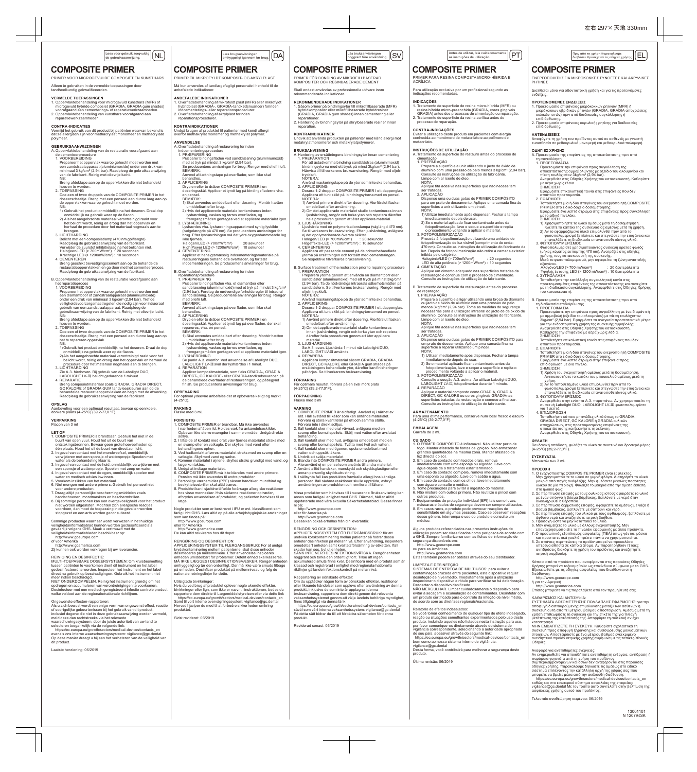Lees voor gebruik zorgvuldig de gebruiksaanwijzing. NL

# COMPOSITE PRIMER

PRIMER VOOR MICROGEVULDE COMPOSIET EN KUNSTHARS

Alleen te gebruiken in de vermelde toepassingen door tandheelkundig gekwalificeerden.

## VERMELDE TOEPASSINGEN

1. Oppervlaktebehandeling voor microgevuld kunsthars (MFR) of microgevuld hybride composiet (GRADIA, GRADIA gum shades) voorafgaand aan cementerings- of reparatiewerkzaamheden.
2. Oppervlaktebehandeling van kunsthars voorafgaand aan reparatiewerkzaamheden.

## CONTRA-INDICATIES

Vermijd het gebruik van dit product bij patiënten waarvan bekend is dat ze allergisch zijn voor methacrylaat monomeer en methacrylaat polymeer.

## GEBRUIKSAANWIJZINGEN

A. Oppervlaktebehandeling van de restauratie voorafgaand aan de cementeerprocedure

1. VOORBEREIDING
Prepareer het oppervlak waarop gehecht moet worden met een zandstraalapparaat (aluminiumoxide) onder een druk van minimaal 3 kg/$cm^2$ (2,94 bar). Raadpleeg de gebruiksaanwijzing van de fabrikant. Reinig met olievrije lucht.
NB:
Breng afdektape aan op de oppervlakken die niet behandeld hoeven te worden.
2. TOEPASSING
Doe een of twee druppels van de COMPOSITE PRIMER in het doseerschaaltje. Breng met een penseel een dunne laag aan op de oppervlakken waarop gehecht moet worden.
NB:
1) Gebruik het product onmiddellijk na het doseren. Draai dop onmiddellijk na gebruik weer op de flacon.
2) Als het aangebrachte materiaal verontreinigd raakt voor het belicht wordt, reinig en droog dan het oppervlak en herhaal de procedure door het materiaal nogmaals aan te brengen.
3. LICHTHARDING
Belicht met een composietlamp (470 nm golflengte). Raadpleeg de gebruiksaanwijzing van de fabrikant.
Verwijder de zuurstof inhibitielaag na het belichten niet.
Halogeen/LED (> 700mW/$cm^2$) : 20 seconden
Krachtige LED (> 1200mW/$cm^2$) : 10 seconden
4. CEMENTEREN
Breng geschikt bevestigingscement aan op de behandelde restauratieoppervlakken en ga door met het cementeerproces. Raadpleeg de gebruiksaanwijzing van de fabrikant.

B. Oppervlaktebehandeling van de restauratie voorafgaand aan het reparatieproces

1. VOORBEREIDING
Prepareer het oppervlak waarop gehecht moet worden met een diamantboor of zandstraalapparaat (aluminiumoxide) onder een druk van minimaal 3 kg/$cm^2$ (2,94 bar). Tref de veiligheidsvoorzorgsmaatregelen die nodig zijn voor intraoraal gebruik van een zandstraalapparaat. Raadpleeg de gebruiksaanwijzing van de fabrikant. Reinig met olievrije lucht.
NB:
Breng afdektape aan op de oppervlakken die niet behandeld hoeven te worden.
2. TOEPASSING
Doe een of twee druppels van de COMPOSITE PRIMER in het doseerschaaltje. Breng met een penseel een dunne laag aan op het te repareren oppervlak.
NB:
1) Gebruik het product onmiddellijk na het doseren. Draai de dop onmiddellijk na gebruik weer op de flacon.
2) Als het aangebrachte materiaal verontreinigd raakt voor het belicht wordt, reinig en droog dan het oppervlak en herhaal de procedure door het materiaal nogmaals aan te brengen.
3. LICHTHARDING
Zie A.3. hierboven. Bij gebruik van de Labolight DUO, LABOLIGHT LV-Ⅲ belicht gedurende 1 minuut.
4. REPARATIE
Breng composietmateriaal zoals GRADIA, GRADIA DIRECT, GC KALORE of GRADIA GUM tandvleeskleuren aan op de behandelde restauratieoppervlakken en begin met de afwerking. Raadpleeg de gebruiksaanwijzing van de fabrikant.

## OPSLAG

Aanbeveling voor een optimaal resultaat, bewaar op een koele, donkere plaats (4-25°C) (39,2-77,0 °F).

## VERPAKKING

Flacon van 3 ml

## LET OP

1. COMPOSITE PRIMER is brandbaar. Gebruik het niet in de buurt van open vuur. Houd het uit de buurt van ontstekingsbronnen. Bewaar geen grote hoeveelheden op één plaats. Houd het uit de buurt van direct zonlicht.
2. In geval van contact met het mondweefsel, onmiddellijk verwijderen met een sponsje of wattenpropje Spoelen met water als de behandeling klaar is.
3. In geval van contact met de huid, onmiddellijk verwijderen met een sponsje of wattenpropje. Spoelen met zeep en water.
4. In geval van contact met de ogen, onmiddellijk spoelen met water en medisch advies inwinnen.
5. Voorkom inslikken van het materiaal.
6. Niet mengen met andere primers. Gebruik het penseel niet voor andere producten.
7. Draag altijd persoonlijke beschermingsmiddelen zoals handschoenen, mondmaskers en beschermbrillen.
8. Bij sommige personen kan een overgevoeligheid voor het product niet worden uitgesloten. Mochten zich allergische reacties voordoen, dan moet de toepassing in die gevallen worden stopgezet en een arts worden geconsulteerd.

Sommige producten waarnaar wordt verwezen in het huidige veiligheidsinformatieblad kunnen worden geclassificeerd als gevaarlijk volgens GHS. Maak u vertrouwd met de veiligheidsinformatiebladen beschikbaar op:
http://www.gceurope.com
of voor Amerika
http://www.gcamerica.com
Zij kunnen ook worden verkregen bij uw leverancier.

REINIGING EN DESINFECTIE:
MULTI-TOEPASBARE DOSEERSYSTEMEN: Om kruisbesmetting tussen patiënten te voorkomen dient dit instrument en het label gedesinfecteerd te worden. Inspecteer het instrument en het label direct na gebruik op beschadigingen. Gebruik het instrument niet meer indien beschadigd.
NIET ONDERDOMPELEN. Reinig het instrument grondig om het opdrogen en accumuleren van verontreinigingen te voorkomen. Desinfecteer met een medisch geregistreerd infectie controle product welke voldoet aan de regionale/nationale richtlijnen.

Ongewenste effecten-rapporteren:
Als u zich bewust wordt van enige vorm van ongewenst effect, reactie of soortgelijke gebeurtenissen bij het gebruik van dit product, inclusief degene die niet in deze gebruiksaanwijzing worden vermeld, meld deze dan rechtstreeks via het relevante waarschuwingssysteem, door de juiste autoriteit van uw land te selecteren toegankelijk via de volgende link:
https://ec.europa.eu/growth/sectors/medical-devices/contacts_en
evenals ons interne waarschuwingssysteem: vigilance@gc.dental. Op deze manier draagt u bij aan het verbeteren van de veiligheid van dit product.

Laatste herziening: 06/2019

---

Læs brugsanvisningen omhyggeligt igennem før brug DA

# COMPOSITE PRIMER

PRIMER TIL MIKROFYLDT KOMPOSIT- OG AKRYLPLAST

Må kun anvendes af tandlægefagligt personale i henhold til de anbefalede indikationer.

## ANBEFALEDE INDIKATIONER

1. Overfladebehandling af mikrofyldt plast (MFR) eller mikrofyldt hybridplast (GRADIA-, GRADIA-tandkødsnuancer) forinden indcementerings- eller reparationsprocedurer.
2. Overfladebehandling af akrylplast forinden reparationsprocedurer.

## KONTRAINDIKATIONER

Undgå brugen af produktet til patienter med kendt allergi overfor methakrylat monomer og methakrylat polymer.

## ANVENDELSE

A. Overfladebehandling af restaurering forinden indcementeringsprocedure

1. PRÆPARERING
Præparer bindingsfladen ved sandblæsning (aluminiumoxid) med et tryk på mindst 3 kg/$cm^2$ (2,94 bar).
Se producentens anvisninger for brug. Rengør med oliefri luft.
BEMÆRK:
Anvend afdækningstape på overflader, som ikke skal behandles.
2. APPLICERING
Dryp en eller to dråber COMPOSITE PRIMER i en doseringsskål. Applicer et tyndt lag på bindingsfladerne vha. en pensel.
BEMÆRK:
1) Skal anvendes umiddelbart efter dosering. Montér hætten umiddelbart efter brug.
2) Hvis det applicerede materiale kontamineres inden lyshærdning, vaskes og tørres overfladen, og fremgangsmåden gentages ved at applicere materialet igen.
3. LYSHÆRDNING
Lyshærdes vha. lyshærdningsapparat med synlig lyskilde (bølgelængde på 470 nm). Se producentens anvisninger for brug. Efter lyshærdningen må det ydre oxygenhæmmende lag ikke fjernes.
Halogen/LED (> 700mW/$cm^2$) : 20 sekunder
High Power LED (> 1200mW/$cm^2$) : 10 sekunder
4. CEMENTERING
Applicer et hensigtsmæssigt indcementeringsmateriale på restaureringens behandlede overflader, og fortsæt indcementeringen. Se producentens anvisninger for brug.

B. Overfladebehandling af restaurering forinden reparationsprocedure

1. PRÆPARERING
Præparer bindingsfladen vha. et diamantbor eller sandblæsning (aluminiumoxid) med et tryk på mindst 3 kg/$cm^2$ (2,94 bar). Foretag de nødvendige forholdsregler til intraoral sandblæsning. Se producentens anvisninger for brug. Rengør med oliefri luft.
BEMÆRK:
Anvend afdækningstape på overflader, som ikke skal behandles.
2. APPLICERING
Dryp en eller to dråber COMPOSITE PRIMER i en doseringsskål. Applicer et tyndt lag på overfladen, der skal repareres, vha. en pensel.
BEMÆRK:
1) Skal anvendes umiddelbart efter dosering. Montér hætten umiddelbart efter brug.
2) Hvis det applicerede materiale kontamineres inden lyshærdning, vaskes og tørres overfladen, og fremgangsmåden gentages ved at applicere materialet igen.
3. LYSHÆRDNING
Se punkt A.3. ovenfor. Ved anvendelse af Labolight DUO, LABOLIGHT LV-Ⅲ skal der lyshærdes i 1 minut.
4. REPARATION
Applicer kompositmateriale, som f.eks GRADIA-, GRADIA DIRECT-, GC KALORE- eller GRADIA-tandkødsnuancer, på de behandlede overflader af restaureringen, og påbegynd finish. Se producentens anvisninger for brug.

## OPBEVARING

For optimal ydeevne anbefales det at opbevares køligt og mørkt (4-25°C).

## PAKNING

Flaske med 3 mL

## FORSIGTIG

1. COMPOSITE PRIMER er brændbar. Må ikke anvendes i nærheden af åben ild. Holdes væk fra antændelseskilder. Opbevar ikke større mængder i samme område. Undgå direkte sollys.
2. I tilfælde af kontakt med oralt væv fjernes materialet straks med en svamp eller en vatkugle. Der skylles med vand efter behandlingens ophør.
3. Ved hudkontakt afføres materialet straks med en svamp eller en vatkugle. Skyl med vand og sæbe.
4. Kommer materialet i øjnene, skylles straks grundigt med vand, og læge kontaktes.
5. Undgå at indtage materialet.
6. COMPOSITE PRIMER må ikke blandes med andre primere. Penslen må ikke anvendes til andre produkter.
7. Personlige værnemidler (PPE) såsom handsker, mundbind og beskyttelsesbriller skal altid bæres.
8. Produktet kan i sjældne tilfælde forårsage allergiske reaktioner hos visse mennesker. Hvis sådanne reaktioner optræder, afbrydes anvendelsen af produktet, og patienten henvises til en læge.

Nogle produkter som er beskrevet i IFU er evt. klassificeret som farligt i hht GHS. Læs altid op på alle arbejdshygiejniske anvisninger som kan findes på:
http://www.gceurope.com
eller for Amerika
http://www.gcamerica.com
De kan altid rekvireres hos dit depot.

RENGØRING OG DESINFEKTION:
APPLICERINGSSYSTEM TIL FLERGANGSBRUG: For at undgå krydskontaminering mellem patienterne, skal disse enheder desinficeres på mellemniveau. Efter anvendelse inspiceres enheden umiddelbart for problemer. Defekt enhed skal kasseres. MÅ IKKE LÆGGES I DESINFEKTIONSVÆSKER. Rengør enheden omhyggeligt og tør den ordentligt. Der må ikke være smuds tilbage på enheden. Desinficer produktet på mellemniveau og følg de nationale retningslinjer for dette.

Utilsigtede bivirkninger:
Hvis du ved brug af produktet oplever nogle ukendte effekter, bivirkninger eller lign, som ikke er nævnt i instruktionen, bedes du rapportere dem direkte til Lægemiddelstyrelsen via eller via dette link
https://ec.europa.eu/growth/sectors/medical-devices/contacts_en
Samt til vort interne overvågningssystem: vigilance@gc.dental
Herved hjælper du med til at forbedre sikkerheden omkring produktet.

Sidst revideret: 06/2019

---

Läs bruksanvisningen noggrant före användning SV

# COMPOSITE PRIMER

PRIMER FÖR BONDING AV MIKROFILLBASERAD KOMPOSITER OCH RESINBASERADE CEMENT

Skall endast användas av professionella utövare inom rekommenderade indikationer.

## REKOMMENDERADE INDIKATIONER

1. Såsom primer på bindningsytor till mikrofillbaserade (MFR) hybridkompositer eller mikrofillbaserade hybridresiner (GRADIA, GRADIA gum shades) innan cementering eller reparationer.
2. Hantering av bindningsytor på akrylbaserade resiner innan reparation.

## KONTRAINDIKATIONER

Undvik att använda produkten på patienter med känd allergi mot metakrylatmonomerer och metakrylatpolymerer.

## BRUKSANVISNING

A. Hantering av ersättningens bindningsytor innan cementering

1. PREPARATION
För att åstadkomma bindning sandblästras (aluminiumoxid) bindningsytorna med ett tryck på minst 3kg/$cm^2$ (2,94 bar). Hänvisa till tillverkarens bruksanvisning. Rengör med oljefri tryckluft.
NOTERA:
Använd maskeringstape på de ytor som inte ska behandlas.
2. APPLICERING
Dosera 1-2 droppar COMPOSITE PRIMER I ett dappenglas. Applicera ett tunt skikt på bindningsytorna med en pensel.
NOTERA:
1) Använd primern direkt efter dosering. Återförslut flaskan omedelbart efter användning.
2) Om det applicerade materialet skulle kontamineras innan ljushärdning, rengör och torka ytan och repetera hela proceduren genom att åter applicera material.
3. LJUSHÄRDNING
Ljushärda med en polymerisationslampa (våglängd 470 nm). Se tillverkarens bruksanvisning. Efter ljushärdning, avlägsna ej det opolymeriserade översta skiktet.
Halogen/LED (> 700mW/$cm^2$) : 20 sekunder
Högeffekts-LED (> 1200mW/$cm^2$) : 10 sekunder
4. CEMENTERING
Applicera ett passande cement på de primerbehandlade ytorna på ersättningen och fortsätt med cementeringen. Se respektive tillverkares bruksanvisning.

B. Surface treatment of the restoration prior to repairing procedure

1. PREPARATION
Preparera ytorna genom att använda en diamantborr eller sandbläster (aluminiumoxid) med ett tryck på minst 3kg/$cm^2$ (2,94 bar). Ta de nödvändiga intraorala säkerhetsmåtten på sandblästern. Se tillverkarens bruksanvisning. Rengör med oljefri tryckluft.
NOTERA:
Använd maskeringstape på de ytor som inte ska behandlas.
2. APPLICERING
Dosera 1-2 droppar COMPOSITE PRIMER I ett dappenglas. Applicera ett tunt skikt på bindningsytorna med en pensel.
NOTERA:
1) Använd primern direkt efter dosering. Återförslut flaskan omedelbart efter användning.
2) Om det applicerade materialet skulle kontamineras innan ljushärdning, rengör och torka ytan och repetera därefter hela proceduren genom att åter applicera material.
3. LJUSHÄRDNING
Se A.3. ovan. Ljushärda 1 minut när Labolight DUO, LABOLIGHT LV-Ⅲ används.
4. REPARERA
Applicera kompositmaterial såsom GRADIA, GRADIA DIRECT, GC KALORE eller GRADIA gum shades på ersättningens behandlade ytor, därefter kan finisheringen påbörjas. Se tillverkarens bruksanvisning.

## FÖRVARING

För optimala resultat, förvara på en sval mörk plats (4-25°C) (39,2-77,0°F).

## FÖRPACKNING

Flaska med 3 ml

## VARNING

1. COMPOSITE PRIMER är eldfarligt. Använd ej i närhet av eld. Håll avstånd till källor som kan antända materialet. Förvara ej stora kvantiteter på ett och samma ställe. Förvara inte i direkt solljus.
2. Ifall kontakt sker med oral vävnad, avlägsna med en svamp eller bomullspellets. Skölj med vatten efter avslutad behandling.
3. Ifall kontakt sker med hud, avlägsna omedelbart med en svamp eller bomullspellets. Tvätta med tvål och vatten.
4. Ifall kontakt sker med ögonen, spola omedelbart med vatten och uppsök läkare.
5. Undvik att svälja materialet.
6. Blanda inte COMPOSITE PRIMER andra primers. Återanvänd ej en pensel som använts till andra material.
7. Använd alltid handskar, munskydd och skyddsglasögon eller annan personlig skyddsutrustning.
8. I sällsynta fall kan produkten framkalla allergi hos känsliga personer. Ifall sådana reaktioner skulle uppträda, avbryt användningen av produkten och remittera till läkare.

Vissa produkter som hänvisas till i nuvarande Bruksanvisning kan anses som farliga i enlighet med GHS. Därmed, håll er alltid uppdaterade med våra aktuella Säkerhetsdatablad. Dessa finner ni på:
http://www.gceurope.com
eller för Amerika på
http://www.gcamerica.com
Dessa kan också erhållas från din leverantör.

RENGÖRING OCH DESINFEKTION:
APPLICERINGSSYSTEM FÖR FLERGÅNGSBRUK: för att undvika korskontaminering mellan patienter så fodrar dessa enheter desinfektion på mellannivå. Efter användning, inspektera omedelbart enheten samt kvalitetsförsämring av etiketten. Ifall skador kan ses, byt ut enheten.
SÄNK INTE NER I DESINFEKTIONSVÄTSKA. Rengör enheten noggrant och torka den ordentligt torr. Tillse att ingen ackumulerad smuts finns kvar. Desinficera med en produkt som är klassad och registrerad i enlighet med regionala/nationella riktlinjer gällande infektionskontroll på mellannivå.

Rapportering av oönskade effekter:
Om du upptäcker någon form av oönskade effekter, reaktioner eller liknande händelser som upplevs efter användning av denna produkt, inklusive de som inte är upptagna i denna bruksanvisning, rapportera dem direkt genom det relevanta vaksamhetssystemet genom att välja landets behöriga myndighet, finns tillgängligt via denna länk:
https://ec.europa.eu/growth/sectors/medical-devices/contacts_en
såväl som vårt interna vaksamhetssystem: vigilance@gc.dental
På detta sätt bidrar du till att förbättra säkerheten för denna produkt.

Reviderad senast: 06/2019

---

Antes de utilizar, leia cuidadosamente as instruções de utilização. PT

# COMPOSITE PRIMER

PRIMER PARA RESINA COMPOSTA MICRO-HÍBRIDA E ACRÍLICA

Para utilização exclusiva por um profissional segundo as indicações recomendadas.

## INDICAÇÕES

1. Tratamento da superfície de resina micro-híbrida (MFR) ou resina híbrida micro-preenchida (GRADIA, cores gingivais GRADIA) antes dos processos de cimentação ou reparação.
2. Tratamento de superfície da resina acrílica antes do processo de reparação.

## CONTRA-INDICAÇÕES

Evitar a utilização deste produto em pacientes com alergia conhecida ao monómero de metacrilato e ao polímero de metacrilato.

## INSTRUÇÕES DE UTILIZAÇÃO

A. Tratamento da superfície do restauro antes do processo de cimentação

1. PREPARAÇÃO
Prepare a superfície a unir utilizando o jacto de óxido de alumínio com uma pressão de pelo menos 3 kg/$cm^2$ (2,94 bar). Consulte as instruções de utilização do fabricante. Limpe com ar isento de óleo.
NOTA:
Aplique fita adesiva nas superfícies que não necessitem ser tratadas.
2. APLICAÇÃO
Dispense uma ou duas gotas do PRIMER COMPÓSITO para um prato de doseamento. Aplique uma camada fina na superfície a unir utilizando um pincel.
NOTA:
1) Utilizar imediatamente após dispensar. Fechar a tampa imediatamente depois de usar.
2) Se o material aplicado ficar contaminado antes da fotopolimerização, lave e seque a superfície e repita o procedimento voltando a aplicar o material.
3. FOTOPOLIMERIZAÇÃO
Proceda à fotopolimerização utilizando uma unidade de fotopolimerização de luz visível (comprimento de onda: 470 nm). Consulte as instruções de utilização do fabricante da luz. Depois da fotopolimerização não retire a camada exterior inibida pelo oxigénio.
Halogéneo/LED (> 700mW/$cm^2$) : 20 segundos
LED de alta potência (> 1200mW/$cm^2$) : 10 segundos
4. CIMENTAÇÃO
Aplique um cimento adequado nas superfícies tratadas da restauração e continue com o processo de cimentação. Consulte as instruções de utilização do fabricante.

B. Tratamento de superfície da restauração antes do processo de reparação

1. PREPARAÇÃO
Prepare a superfície a ligar utilizando uma broca de diamante ou jacto de óxido de alumínio com uma pressão de pelo menos 3kg/$cm^2$ (2,94 bar). Tome as medidas de segurança necessárias para a utilização intraoral do jacto de óxido de alumínio. Consulte as instruções de utilização do fabricante. Limpe com ar isento de óleo.
NOTA:
Aplique fita adesiva nas superfícies que não necessitem ser tratadas.
2. APLICAÇÃO
Dispense uma ou duas gotas do PRIMER COMPÓSITO para um prato de doseamento. Aplique uma camada fina na superfície a reparar utilizando um pincel.
NOTA:
1) Utilizar imediatamente após dispensar. Fechar a tampa imediatamente depois de usar.
2) Se o material aplicado ficar contaminado antes da fotopolimerização, lave e seque a superfície e repita o procedimento voltando a aplicar o material.
3. FOTOPOLIMERIZAÇÃO
Consulte a secção A.3. acima. Ao utilizar Labolight DUO, LABOLIGHT LV-Ⅲ, fotopolimerize durante 1 minuto.
4. REPARAÇÃO
Aplique o material composto como GRADIA, GRADIA DIRECT, GC KALORE ou cores gingivais GRADIAnas superfícies tratadas da restauração e comece a finalizar. Consulte as instruções de utilização do fabricante.

## ARMAZENAMENTO

Para uma ótima performance, conserve num local fresco e escuro (4-25°C) (39,2-77,0°F).

## EMBALAGEM

Garrafa de 3 mL

## CUIDADO

1. O PRIMER COMPÓSITO é inflamável. Não utilizar perto de fogo. Manter afastado de fontes de ignição. Não armazenar grandes quantidades na mesma zona. Manter afastado da luz directa do sol.
2. Em caso de contacto com tecidos orais, remova imediatamente com uma esponja ou algodão. Lave com água depois de o tratamento estar terminado.
3. Em caso de contacto com a pele, remova imediatamente com uma esponja ou algodão. Lave com sabão e água.
4. Em caso de contacto com os olhos, lave imediatamente com água e consulte o médico.
5. Tome precauções para evitar a ingestão do material.
6. Não misture com outros primers. Não reutilize o pincel com outros produtos.
7. Equipamentos de proteção individual (EPI) tais como luvas, máscaras e óculos de segurança devem ser sempre utilizados.
8. Em casos raros, o produto pode provocar reacções de sensibilidade em algumas pessoas. Caso se observem reacções desse género, interrompa o uso do produto e consulte um médico.

Alguns produtos referenciados nas presentes instruções de utilização podem ser classificados como perigosos de acordo com a GHS. Sempre familiarize-se com as fichas de informação de segurança disponíveis em:
http://www.gceurope.com
ou para as Américas
http://www.gcamerica.com
Estas também podem ser obtidas através do seu distribuidor.

LIMPEZA E DESINFEÇÃO
SISTEMAS DE ENTREGA DE MULTIUSOS: para evitar a contaminação cruzada entre pacientes, este dispositivo requer desinfeção de nível médio. Imediatamente após a utilização inspeccionar o dispositivo e rótulo para verificar se há deterioração. Descartar o dispositivo danificado.
NÃO MERGULHAR. Limpar cuidadosamente o dispositivo para evitar a secagem e acumulação de contaminantes. Desinfetar com um produto certificado para o controlo de infeção de nível médio, de acordo com as diretrizes regionais/nacionais.

Relatório de efeitos indesejados:
Se você tomar conhecimento de qualquer tipo de efeito indesejado, reação ou situações semelhantes experimentados pelo uso deste produto, incluindo aqueles não listados nesta instrução para uso, por favor comunique-os diretamente através do sistema de vigilância correspondente, selecionando a autoridade apropriada de seu país. acessível através do seguinte link:
https://ec.europa.eu/growth/sectors/medical-devices/contacts_en
bem como ao nosso sistema interno de vigilância: vigilance@gc.dental
Desta forma, você contribuirá para melhorar a segurança deste produto.

Última revisão: 06/2019

---

Πριν από τη χρήση παρακαλούμε διαβάστε προσεκτικά τις οδηγίες χρήσης EL

# COMPOSITE PRIMER

ΕΝΕΡΓΟΠΟΙΗΤΗΣ ΓΙΑ ΜΙΚΡΟΚΟΚΚΕΣ ΣΥΝΘΕΤΕΣ ΚΑΙ ΑΚΡΥΛΙΚΕΣ ΡΗΤΙΝΕΣ

Διατίθεται μόνο για οδοντιατρική χρήση και για τις προτεινόμενες ενδείξεις.

## ΠΡΟΤΕΙΝΟΜΕΝΕΣ ΕΝΔΕΙΞΕΙΣ

1. Προετοιμασία επιφάνειας μικρόκοκκων ρητινών (MFR) ή μικρόκοκκων υβριδικών ρητινών (GRADIA, GRADIA αποχρώσεις ουλικών ιστών) πριν από διαδικασίες συγκόλλησης ή επιδιόρθωσης.
2. Προετοιμασία επιφάνειας ακρυλικής ρητίνης για διαδικασίες επιδιόρθωσης.

## ΑΝΤΕΝΔΕΙΞΕΙΣ

Αποφύγετε τη χρήση του προϊόντος αυτού σε ασθενείς με γνωστή ευαισθησία σε μεθακρυλικό μονομερή και μεθακρυλικό πολυμερή.

## ΟΔΗΓΙΕΣ ΧΡΗΣΗΣ

A. Προετοιμασία της επιφάνειας της αποκατάστασης πριν από τη συγκόλληση

1. ΠΡΟΕΤΟΙΜΑΣΙΑ
Προετοιμάστε την επιφάνεια προς συγκόλληση της αποκατάστασης αμμοβολώντας με οξείδιο του αλουμινίου και πίεση τουλάχιστον 3kg/$cm^2$ (2,94 bar). Αναφερθείτε στις Οδηγίες Χρήσης του κατασκευαστή. Καθαρίστε με αέρα χωρίς έλαια.
ΣΗΜΕΙΩΣΗ:
Εφαρμόστε επικαλυπτική ταινία στις επιφάνειες που δεν απαιτούν προετοιμασία.
2. ΕΦΑΡΜΟΓΗ
Τοποθετήστε μία ή δύο σταγόνες του ενεργοποιητή COMPOSITE PRIMER στο ειδικό δοχείο δοσομέτρησης. Εφαρμόστε ένα λεπτό στρώμα στις επιφάνειες προς συγκόλληση με το ειδικό πινελάκι.
ΣΗΜΕΙΩΣΗ:
1) Χρησιμοποιήστε το υλικό αμέσως μετά τη δοσομέτρηση. Κλείστε το καπάκι της συσκευασίας αμέσως μετά τη χρήση.
2) Αν το εφαρμοζόμενο υλικό επιμολυνθεί πριν από το φωτοπολυμερισμό ξεπλύνετε και στεγνώστε την επιφάνεια και επαναλάβετε τη διαδικασία επανατοποθετώντας υλικό.
3. ΦΩΤΟΠΟΛΥΜΕΡΙΣΜΟΣ
Φωτοπολυμερίστε χρησιμοποιώντας συσκευή ορατού φωτός (μήκος κύματος εκπομπής 470 nm). Αναφερθείτε στις οδηγίες χρήσης τους κατασκευαστή της συσκευής.
Μετά το φωτοπολυμερισμό, μην αφαιρείτε τη ζώνη αναστολής οξυγόνου.
Αλογόνο/LED (> 700 mW/$cm^2$) : 20 δευτερόλεπτα
Υψηλής έντασης LED (> 1200 mW/$cm^2$) : 10 δευτερόλεπτα
4. ΣΥΓΚΟΛΛΗΣΗ
Τοποθετήστε την κατάλληλη συγκολλητική κονία στις προετοιμασμένες επιφάνειες της αποκατάστασης και συνεχίστε με τη διαδικασία συγκόλλησης. Αναφερθείτε στις Οδηγίες Χρήσης του κατασκευαστή.

B. Προετοιμασία της επιφάνειας της αποκατάστασης πριν από τη διαδικασία επιδιόρθωσης

1. ΠΡΟΕΤΟΙΜΑΣΙΑ
Προετοιμάστε την επιφάνεια προς συγκόλληση με ένα διαμάντι ή με αμμοβολή (οξείδιο του αλουμινίου) και πίεση τουλάχιστον 3kg/$cm^2$ (2,94 bar). Εφαρμόστε τα αναγκαία προστατευτικά μέτρα για την ενδοστοματική χρήση της συσκευής αμμοβολής. Αναφερθείτε στις Οδηγίες Χρήσης του κατασκευαστή. Καθαρίστε την επιφάνεια με αέρα χωρίς λάδια.
ΣΗΜΕΙΩΣΗ:
Τοποθετήστε επικαλυπτική ταινία στις επιφάνειες που δεν απαιτούν προετοιμασία.
2. ΕΦΑΡΜΟΓΗ
Τοποθετήστε μία ή δύο σταγόνες του ενεργοποιητή COMPOSITE PRIMER στο ειδικό δοχείο δοσομέτρησης. Εφαρμόστε ένα λεπτό στρώμα στην επιφάνεια προς επιδιόρθωση με ένα πινελάκι.
ΣΗΜΕΙΩΣΗ:
1) Χρήση του ενεργοποιητή αμέσως μετά τη δοσομέτρηση. Αντικαταστήστε το καπάκι του μπουκαλιού αμέσως μετά τη χρήση.
2) Αν το τοποθετημένο υλικό επιμολυνθεί πριν από το φωτοπολυμερισμό ξεπλύνετε και στεγνώστε την επιφάνεια και επαναλάβετε τη διαδικασία επανατοποθετώντας υλικό.
3. ΦΩΤΟΠΟΛΥΜΕΡΙΣΜΟΣ
Αναφερθείτε στην ενότητα A.3. παραπάνω. Αν χρησιμοποιείτε τη συσκευή Labolight DUO, LABOLIGHT LV-Ⅲ, φωτοπολυμερίστε για 1 λεπτό.
4. ΕΠΙΔΙΟΡΘΩΣΗ
Τοποθετήστε κάποιο ρητινώδες υλικό όπως το GRADIA, GRADIA DIRECT, GC KALORE ή GRADIA ουλικών αποχρώσεων, στις προετοιμασμένες επιφάνειες της αποκατάστασης και ξεκινήστε τη λείανση. Αναφερθείτε στις Οδηγίες Χρήσης του κατασκευαστή.

## ΦΥΛΑΞΗ

Για ιδανική απόδοση, φυλάξτε το υλικό σε σκοτεινό και δροσερό μέρος (4-25°C) (39,2-77,0°F).

## ΣΥΣΚΕΥΑΣΙΑ

Μπουκάλι των 3 mL

## ΠΡΟΣΟΧΗ

1. Ο ενεργοποιητής COMPOSITE PRIMER είναι εύφλεκτος. Μην χρησιμοποιείτε το υλικό σε γυμνή φλόγα. Διατηρήστε το υλικό μακριά από πηγές ανάφλεξης. Μην φυλάσσετε μεγάλες ποσότητες υλικού σε μία περιοχή. Φυλάξτε το μακριά από την άμεση έκθεση στο ηλιακό φως.
2. Σε περίπτωση επαφής με τους ουλικούς ιστούς αφαιρέστε το υλικό με έναν σπόγγο ή βύσμα βάμβακος. Ξεπλύνετε με νερό όταν ολοκληρωθεί η θεραπεία.
3. Σε περίπτωση δερματικής επαφής, αφαιρέστε το αμέσως με γάζα ή βύσμα βάμβακος. Ξεπλύνετε με σαπούνι και νερό.
4. Σε περίπτωση επαφής του υλικού με τους οφθαλμούς, ξεπλύνετε με άφθονο νερό και αναζητήστε ιατρική βοήθεια.
5. Προσοχή ώστε να μην καταποθεί το υλικό.
6. Μην αναμείξετε το υλικό με άλλους ενεργοποιητές. Μην επαναχρησιμοποιείτε το πινελάκι εφαρμογής με άλλα προϊόντα.
7. Ο προσωπικός εξοπλισμός ασφαλείας (ΠΕΑ) όπως γάντια, μάσκα και προστατευτικά γυαλιά πρέπει πάντα να χρησιμοποιείται.
8. Σε σπάνιες περιπτώσεις το προϊόν μπορεί να προκαλέσει υπερευαισθησία σε κάποια άτομα. Αν παρατηρηθούν τέτοιες αντιδράσεις διακόψτε τη χρήση του προϊόντος και αναζητήστε ιατρική συμβουλή.

Κάποια από τα προϊόντα που αναφέρονται στις παρούσες Οδηγίες Χρήσης μπορεί να ταξινομηθούν ως επικίνδυνα σύμφωνα με το GHS. Εξοικειωθείτε με τις οδηγίες ασφαλείας που διατίθενται στη διεύθυνση:
http://www.gceurope.com
ή για την Αμερική
http://www.gcamerica.com
Επίσης μπορείτε να τις παραλάβετε από τον προμηθευτή σας.

ΚΑΘΑΡΙΣΜΟΣ ΚΑΙ ΑΠΟΛΥΜΑΝΣΗ:
ΣΥΣΤΗΜΑΤΑ ΔΟΣΟΜΕΤΡΗΣΗΣ ΠΟΛΛΑΠΛΗΣ ΕΦΑΡΜΟΓΗΣ: για την αποφυγή διασταυρούμενης επιμόλυνσης μεταξύ των ασθενών η συσκευή αυτή απαιτεί μέτριου βαθμού απολύμανση. Αμέσως μετά τη χρήση επιθεωρήστε τη συσκευή και την ετικέτα της για πιθανή φθορά. Απορρίψτε τη συσκευή αν έχει καταστραφεί.
ΜΗΝ ΕΜΒΑΠΤΙΖΕΤΕ ΤΗ ΣΥΣΚΕΥΗ. Καθαρίστε σχολαστικά τη συσκευή προς αποφυγή ξήρανσης και συσσώρευσης μολυσματικών στοιχείων. Απολυμάνετε με ένα μέτριου βαθμού εγκεκριμένο αντισηπτικό προϊόν ιατρικής χρήσης σύμφωνα με τις τοπικές/εθνικές Οδηγίες.

Αναφορά για ανεπιθύμητες ενέργειες:
Αν ενημερωθείτε για οποιαδήποτε ανεπιθύμητη ενέργεια, αντίδραση ή παρόμοια γεγονότα από τη χρήση του προϊόντος, συμπεριλαμβανομένων και όσων δεν αναφέρονται στις παρούσες οδηγίες χρήσης, παρακαλούμε δηλώστε τις αμέσως στο ειδικό σύστημα επιτήρησης την κατάλληλη αρχή της χώρας σας που μπορείτε να βρείτε μέσω από την ακόλουθη διεύθυνση:
https://ec.europa.eu/growth/sectors/medical-devices/contacts_en
καθώς και στο εσωτερικό σύστημα ασφαλείας της εταιρείας: vigilance@gc.dental Με τον τρόπο αυτό συντελείτε στην βελτίωση της ασφαλείας χρήσης αυτού του προϊόντος.

Τελευταία αναθεώρηση κειμένου: 06/2019

13001101
N 120794SK